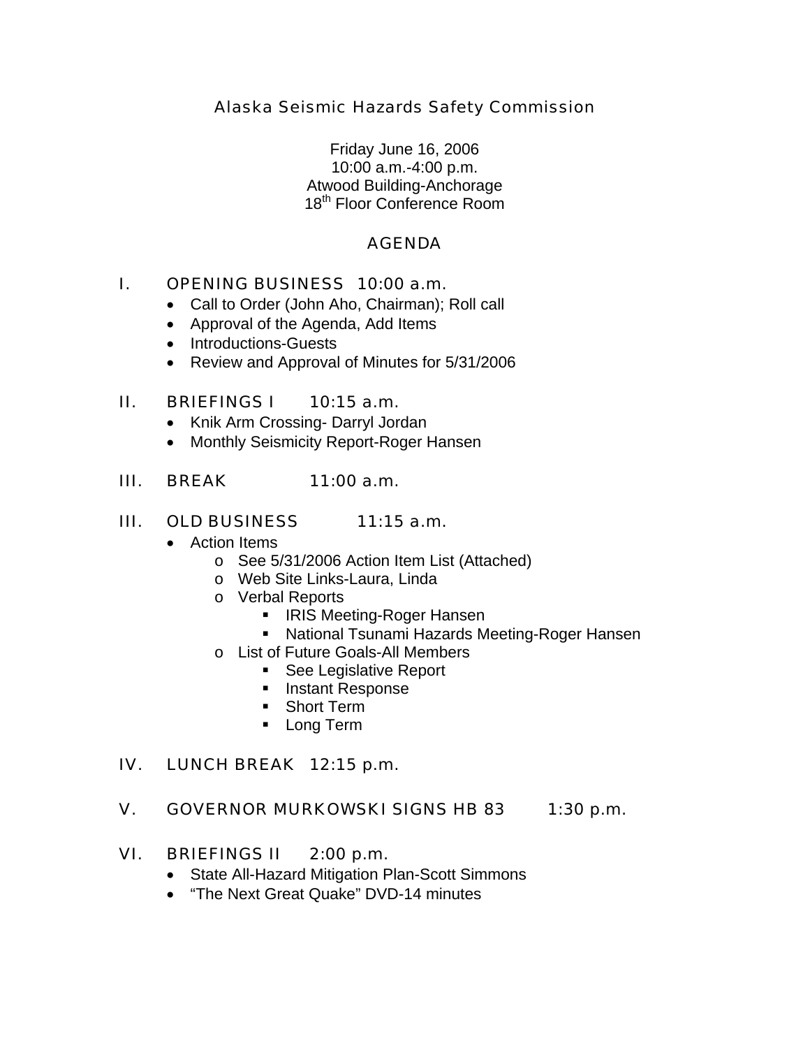# Alaska Seismic Hazards Safety Commission

Friday June 16, 2006
10:00 a.m.-4:00 p.m.
Atwood Building-Anchorage
18th Floor Conference Room

## AGENDA

I. OPENING BUSINESS 10:00 a.m.

- Call to Order (John Aho, Chairman); Roll call
- Approval of the Agenda, Add Items
- Introductions-Guests
- Review and Approval of Minutes for 5/31/2006

II. BRIEFINGS I 10:15 a.m.

- Knik Arm Crossing- Darryl Jordan
- Monthly Seismicity Report-Roger Hansen

III. BREAK 11:00 a.m.

III. OLD BUSINESS 11:15 a.m.

- Action Items
  - See 5/31/2006 Action Item List (Attached)
  - Web Site Links-Laura, Linda
  - Verbal Reports
    - IRIS Meeting-Roger Hansen
    - National Tsunami Hazards Meeting-Roger Hansen
  - List of Future Goals-All Members
    - See Legislative Report
    - Instant Response
    - Short Term
    - Long Term

IV. LUNCH BREAK 12:15 p.m.

V. GOVERNOR MURKOWSKI SIGNS HB 83 1:30 p.m.

VI. BRIEFINGS II 2:00 p.m.

- State All-Hazard Mitigation Plan-Scott Simmons
- "The Next Great Quake" DVD-14 minutes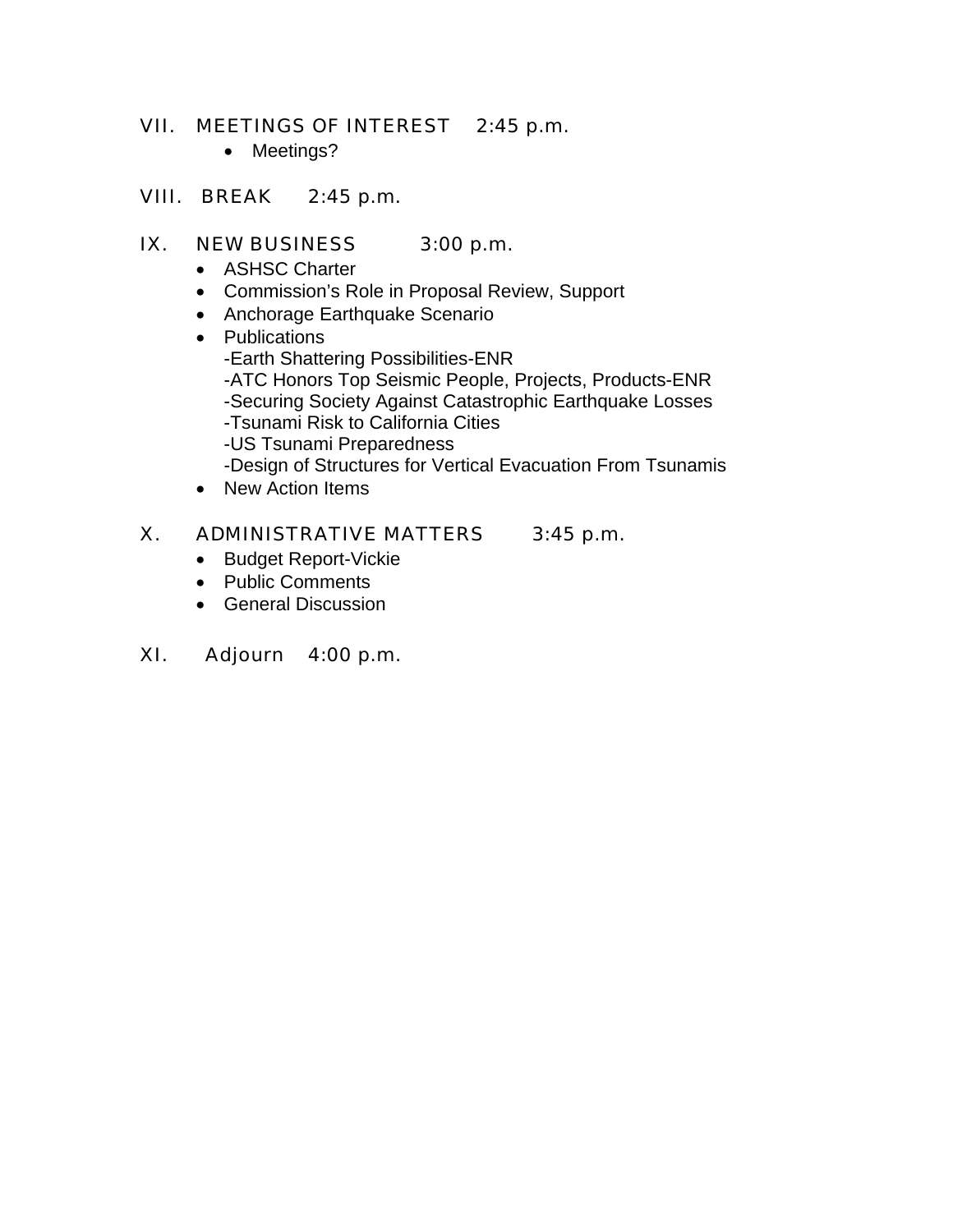VII. MEETINGS OF INTEREST 2:45 p.m.

- Meetings?

VIII. BREAK 2:45 p.m.

IX. NEW BUSINESS 3:00 p.m.

- ASHSC Charter
- Commission's Role in Proposal Review, Support
- Anchorage Earthquake Scenario
- Publications
  -Earth Shattering Possibilities-ENR
  -ATC Honors Top Seismic People, Projects, Products-ENR
  -Securing Society Against Catastrophic Earthquake Losses
  -Tsunami Risk to California Cities
  -US Tsunami Preparedness
  -Design of Structures for Vertical Evacuation From Tsunamis
- New Action Items

X. ADMINISTRATIVE MATTERS 3:45 p.m.

- Budget Report-Vickie
- Public Comments
- General Discussion

XI. Adjourn 4:00 p.m.